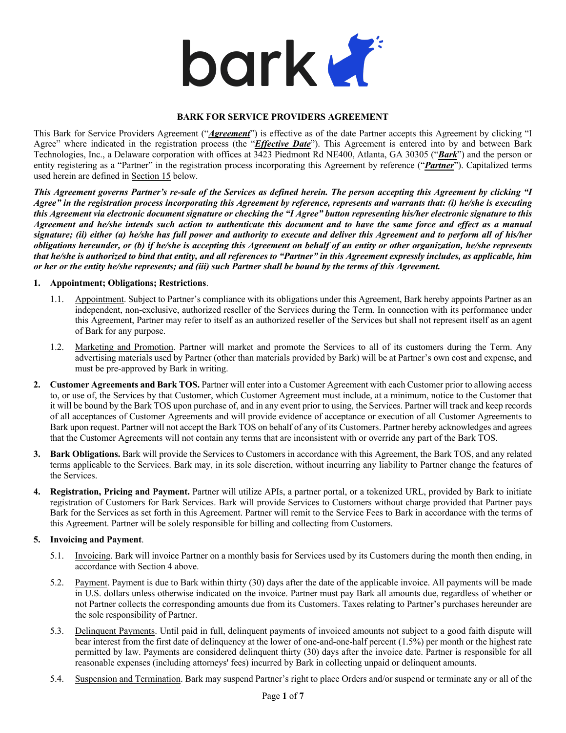# BARK FOR SERVICE PROVIDERS AGREEMENT

This Bark for Service Providers Agreement ("***Agreement***") is effective as of the date Partner accepts this Agreement by clicking "I Agree" where indicated in the registration process (the "***Effective Date***"). This Agreement is entered into by and between Bark Technologies, Inc., a Delaware corporation with offices at 3423 Piedmont Rd NE400, Atlanta, GA 30305 ("***Bark***") and the person or entity registering as a "Partner" in the registration process incorporating this Agreement by reference ("***Partner***"). Capitalized terms used herein are defined in Section 15 below.

***This Agreement governs Partner's re-sale of the Services as defined herein. The person accepting this Agreement by clicking "I Agree" in the registration process incorporating this Agreement by reference, represents and warrants that: (i) he/she is executing this Agreement via electronic document signature or checking the "I Agree" button representing his/her electronic signature to this Agreement and he/she intends such action to authenticate this document and to have the same force and effect as a manual signature; (ii) either (a) he/she has full power and authority to execute and deliver this Agreement and to perform all of his/her obligations hereunder, or (b) if he/she is accepting this Agreement on behalf of an entity or other organization, he/she represents that he/she is authorized to bind that entity, and all references to "Partner" in this Agreement expressly includes, as applicable, him or her or the entity he/she represents; and (iii) such Partner shall be bound by the terms of this Agreement.***

**1. Appointment; Obligations; Restrictions**.

1.1. Appointment. Subject to Partner's compliance with its obligations under this Agreement, Bark hereby appoints Partner as an independent, non-exclusive, authorized reseller of the Services during the Term. In connection with its performance under this Agreement, Partner may refer to itself as an authorized reseller of the Services but shall not represent itself as an agent of Bark for any purpose.

1.2. Marketing and Promotion. Partner will market and promote the Services to all of its customers during the Term. Any advertising materials used by Partner (other than materials provided by Bark) will be at Partner's own cost and expense, and must be pre-approved by Bark in writing.

**2. Customer Agreements and Bark TOS.** Partner will enter into a Customer Agreement with each Customer prior to allowing access to, or use of, the Services by that Customer, which Customer Agreement must include, at a minimum, notice to the Customer that it will be bound by the Bark TOS upon purchase of, and in any event prior to using, the Services. Partner will track and keep records of all acceptances of Customer Agreements and will provide evidence of acceptance or execution of all Customer Agreements to Bark upon request. Partner will not accept the Bark TOS on behalf of any of its Customers. Partner hereby acknowledges and agrees that the Customer Agreements will not contain any terms that are inconsistent with or override any part of the Bark TOS.

**3. Bark Obligations.** Bark will provide the Services to Customers in accordance with this Agreement, the Bark TOS, and any related terms applicable to the Services. Bark may, in its sole discretion, without incurring any liability to Partner change the features of the Services.

**4. Registration, Pricing and Payment.** Partner will utilize APIs, a partner portal, or a tokenized URL, provided by Bark to initiate registration of Customers for Bark Services. Bark will provide Services to Customers without charge provided that Partner pays Bark for the Services as set forth in this Agreement. Partner will remit to the Service Fees to Bark in accordance with the terms of this Agreement. Partner will be solely responsible for billing and collecting from Customers.

**5. Invoicing and Payment**.

5.1. Invoicing. Bark will invoice Partner on a monthly basis for Services used by its Customers during the month then ending, in accordance with Section 4 above.

5.2. Payment. Payment is due to Bark within thirty (30) days after the date of the applicable invoice. All payments will be made in U.S. dollars unless otherwise indicated on the invoice. Partner must pay Bark all amounts due, regardless of whether or not Partner collects the corresponding amounts due from its Customers. Taxes relating to Partner's purchases hereunder are the sole responsibility of Partner.

5.3. Delinquent Payments. Until paid in full, delinquent payments of invoiced amounts not subject to a good faith dispute will bear interest from the first date of delinquency at the lower of one-and-one-half percent (1.5%) per month or the highest rate permitted by law. Payments are considered delinquent thirty (30) days after the invoice date. Partner is responsible for all reasonable expenses (including attorneys' fees) incurred by Bark in collecting unpaid or delinquent amounts.

5.4. Suspension and Termination. Bark may suspend Partner's right to place Orders and/or suspend or terminate any or all of the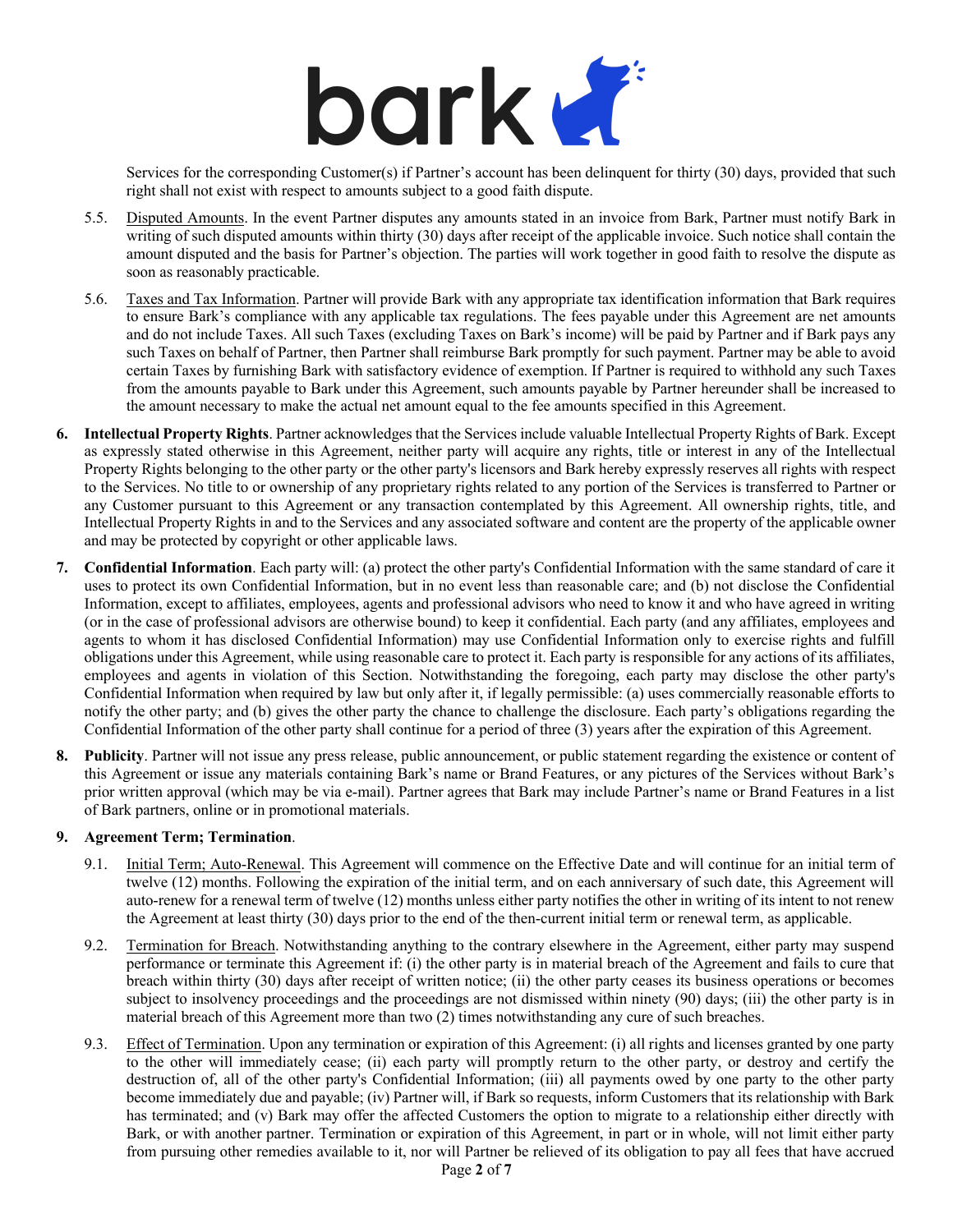Services for the corresponding Customer(s) if Partner's account has been delinquent for thirty (30) days, provided that such right shall not exist with respect to amounts subject to a good faith dispute.

5.5. Disputed Amounts. In the event Partner disputes any amounts stated in an invoice from Bark, Partner must notify Bark in writing of such disputed amounts within thirty (30) days after receipt of the applicable invoice. Such notice shall contain the amount disputed and the basis for Partner's objection. The parties will work together in good faith to resolve the dispute as soon as reasonably practicable.

5.6. Taxes and Tax Information. Partner will provide Bark with any appropriate tax identification information that Bark requires to ensure Bark's compliance with any applicable tax regulations. The fees payable under this Agreement are net amounts and do not include Taxes. All such Taxes (excluding Taxes on Bark's income) will be paid by Partner and if Bark pays any such Taxes on behalf of Partner, then Partner shall reimburse Bark promptly for such payment. Partner may be able to avoid certain Taxes by furnishing Bark with satisfactory evidence of exemption. If Partner is required to withhold any such Taxes from the amounts payable to Bark under this Agreement, such amounts payable by Partner hereunder shall be increased to the amount necessary to make the actual net amount equal to the fee amounts specified in this Agreement.

**6. Intellectual Property Rights**. Partner acknowledges that the Services include valuable Intellectual Property Rights of Bark. Except as expressly stated otherwise in this Agreement, neither party will acquire any rights, title or interest in any of the Intellectual Property Rights belonging to the other party or the other party's licensors and Bark hereby expressly reserves all rights with respect to the Services. No title to or ownership of any proprietary rights related to any portion of the Services is transferred to Partner or any Customer pursuant to this Agreement or any transaction contemplated by this Agreement. All ownership rights, title, and Intellectual Property Rights in and to the Services and any associated software and content are the property of the applicable owner and may be protected by copyright or other applicable laws.

**7. Confidential Information**. Each party will: (a) protect the other party's Confidential Information with the same standard of care it uses to protect its own Confidential Information, but in no event less than reasonable care; and (b) not disclose the Confidential Information, except to affiliates, employees, agents and professional advisors who need to know it and who have agreed in writing (or in the case of professional advisors are otherwise bound) to keep it confidential. Each party (and any affiliates, employees and agents to whom it has disclosed Confidential Information) may use Confidential Information only to exercise rights and fulfill obligations under this Agreement, while using reasonable care to protect it. Each party is responsible for any actions of its affiliates, employees and agents in violation of this Section. Notwithstanding the foregoing, each party may disclose the other party's Confidential Information when required by law but only after it, if legally permissible: (a) uses commercially reasonable efforts to notify the other party; and (b) gives the other party the chance to challenge the disclosure. Each party's obligations regarding the Confidential Information of the other party shall continue for a period of three (3) years after the expiration of this Agreement.

**8. Publicity**. Partner will not issue any press release, public announcement, or public statement regarding the existence or content of this Agreement or issue any materials containing Bark's name or Brand Features, or any pictures of the Services without Bark's prior written approval (which may be via e-mail). Partner agrees that Bark may include Partner's name or Brand Features in a list of Bark partners, online or in promotional materials.

**9. Agreement Term; Termination**.

9.1. Initial Term; Auto-Renewal. This Agreement will commence on the Effective Date and will continue for an initial term of twelve (12) months. Following the expiration of the initial term, and on each anniversary of such date, this Agreement will auto-renew for a renewal term of twelve (12) months unless either party notifies the other in writing of its intent to not renew the Agreement at least thirty (30) days prior to the end of the then-current initial term or renewal term, as applicable.

9.2. Termination for Breach. Notwithstanding anything to the contrary elsewhere in the Agreement, either party may suspend performance or terminate this Agreement if: (i) the other party is in material breach of the Agreement and fails to cure that breach within thirty (30) days after receipt of written notice; (ii) the other party ceases its business operations or becomes subject to insolvency proceedings and the proceedings are not dismissed within ninety (90) days; (iii) the other party is in material breach of this Agreement more than two (2) times notwithstanding any cure of such breaches.

9.3. Effect of Termination. Upon any termination or expiration of this Agreement: (i) all rights and licenses granted by one party to the other will immediately cease; (ii) each party will promptly return to the other party, or destroy and certify the destruction of, all of the other party's Confidential Information; (iii) all payments owed by one party to the other party become immediately due and payable; (iv) Partner will, if Bark so requests, inform Customers that its relationship with Bark has terminated; and (v) Bark may offer the affected Customers the option to migrate to a relationship either directly with Bark, or with another partner. Termination or expiration of this Agreement, in part or in whole, will not limit either party from pursuing other remedies available to it, nor will Partner be relieved of its obligation to pay all fees that have accrued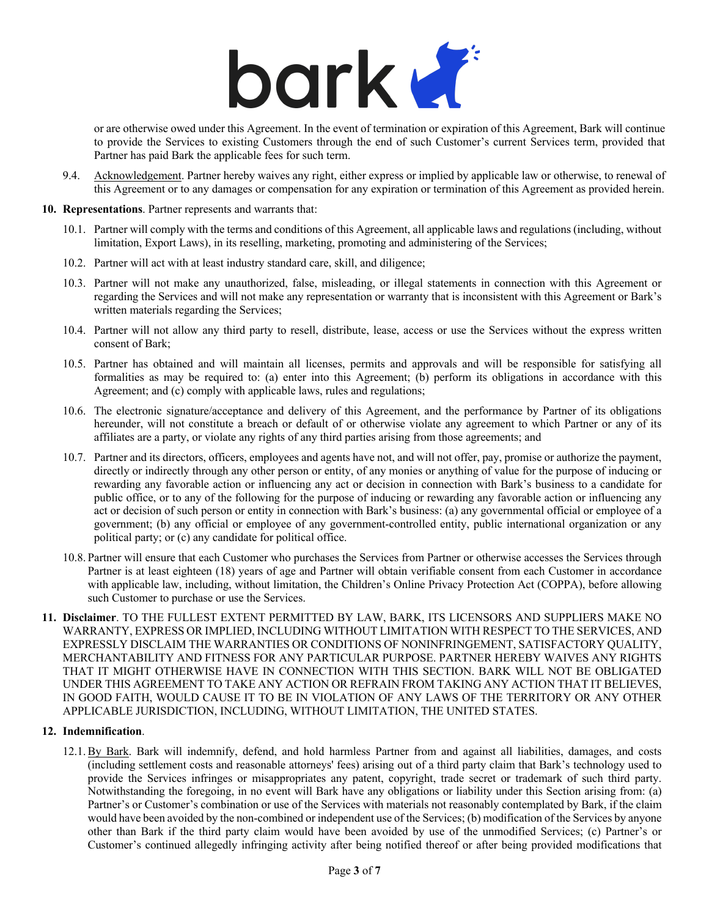or are otherwise owed under this Agreement. In the event of termination or expiration of this Agreement, Bark will continue to provide the Services to existing Customers through the end of such Customer's current Services term, provided that Partner has paid Bark the applicable fees for such term.

9.4. Acknowledgement. Partner hereby waives any right, either express or implied by applicable law or otherwise, to renewal of this Agreement or to any damages or compensation for any expiration or termination of this Agreement as provided herein.

**10. Representations**. Partner represents and warrants that:

10.1. Partner will comply with the terms and conditions of this Agreement, all applicable laws and regulations (including, without limitation, Export Laws), in its reselling, marketing, promoting and administering of the Services;

10.2. Partner will act with at least industry standard care, skill, and diligence;

10.3. Partner will not make any unauthorized, false, misleading, or illegal statements in connection with this Agreement or regarding the Services and will not make any representation or warranty that is inconsistent with this Agreement or Bark's written materials regarding the Services;

10.4. Partner will not allow any third party to resell, distribute, lease, access or use the Services without the express written consent of Bark;

10.5. Partner has obtained and will maintain all licenses, permits and approvals and will be responsible for satisfying all formalities as may be required to: (a) enter into this Agreement; (b) perform its obligations in accordance with this Agreement; and (c) comply with applicable laws, rules and regulations;

10.6. The electronic signature/acceptance and delivery of this Agreement, and the performance by Partner of its obligations hereunder, will not constitute a breach or default of or otherwise violate any agreement to which Partner or any of its affiliates are a party, or violate any rights of any third parties arising from those agreements; and

10.7. Partner and its directors, officers, employees and agents have not, and will not offer, pay, promise or authorize the payment, directly or indirectly through any other person or entity, of any monies or anything of value for the purpose of inducing or rewarding any favorable action or influencing any act or decision in connection with Bark's business to a candidate for public office, or to any of the following for the purpose of inducing or rewarding any favorable action or influencing any act or decision of such person or entity in connection with Bark's business: (a) any governmental official or employee of a government; (b) any official or employee of any government-controlled entity, public international organization or any political party; or (c) any candidate for political office.

10.8. Partner will ensure that each Customer who purchases the Services from Partner or otherwise accesses the Services through Partner is at least eighteen (18) years of age and Partner will obtain verifiable consent from each Customer in accordance with applicable law, including, without limitation, the Children's Online Privacy Protection Act (COPPA), before allowing such Customer to purchase or use the Services.

**11. Disclaimer**. TO THE FULLEST EXTENT PERMITTED BY LAW, BARK, ITS LICENSORS AND SUPPLIERS MAKE NO WARRANTY, EXPRESS OR IMPLIED, INCLUDING WITHOUT LIMITATION WITH RESPECT TO THE SERVICES, AND EXPRESSLY DISCLAIM THE WARRANTIES OR CONDITIONS OF NONINFRINGEMENT, SATISFACTORY QUALITY, MERCHANTABILITY AND FITNESS FOR ANY PARTICULAR PURPOSE. PARTNER HEREBY WAIVES ANY RIGHTS THAT IT MIGHT OTHERWISE HAVE IN CONNECTION WITH THIS SECTION. BARK WILL NOT BE OBLIGATED UNDER THIS AGREEMENT TO TAKE ANY ACTION OR REFRAIN FROM TAKING ANY ACTION THAT IT BELIEVES, IN GOOD FAITH, WOULD CAUSE IT TO BE IN VIOLATION OF ANY LAWS OF THE TERRITORY OR ANY OTHER APPLICABLE JURISDICTION, INCLUDING, WITHOUT LIMITATION, THE UNITED STATES.

**12. Indemnification**.

12.1. By Bark. Bark will indemnify, defend, and hold harmless Partner from and against all liabilities, damages, and costs (including settlement costs and reasonable attorneys' fees) arising out of a third party claim that Bark's technology used to provide the Services infringes or misappropriates any patent, copyright, trade secret or trademark of such third party. Notwithstanding the foregoing, in no event will Bark have any obligations or liability under this Section arising from: (a) Partner's or Customer's combination or use of the Services with materials not reasonably contemplated by Bark, if the claim would have been avoided by the non-combined or independent use of the Services; (b) modification of the Services by anyone other than Bark if the third party claim would have been avoided by use of the unmodified Services; (c) Partner's or Customer's continued allegedly infringing activity after being notified thereof or after being provided modifications that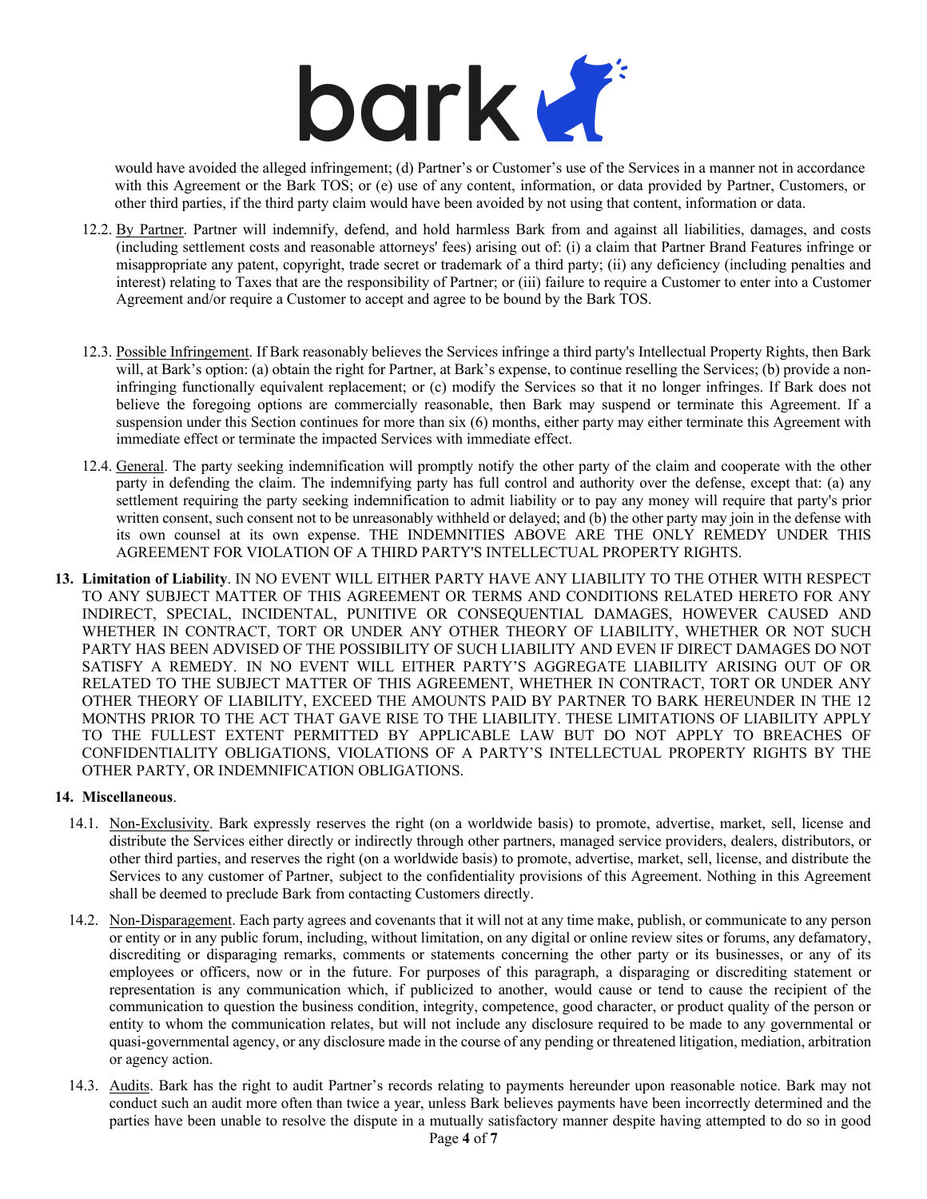would have avoided the alleged infringement; (d) Partner's or Customer's use of the Services in a manner not in accordance with this Agreement or the Bark TOS; or (e) use of any content, information, or data provided by Partner, Customers, or other third parties, if the third party claim would have been avoided by not using that content, information or data.

12.2. By Partner. Partner will indemnify, defend, and hold harmless Bark from and against all liabilities, damages, and costs (including settlement costs and reasonable attorneys' fees) arising out of: (i) a claim that Partner Brand Features infringe or misappropriate any patent, copyright, trade secret or trademark of a third party; (ii) any deficiency (including penalties and interest) relating to Taxes that are the responsibility of Partner; or (iii) failure to require a Customer to enter into a Customer Agreement and/or require a Customer to accept and agree to be bound by the Bark TOS.

12.3. Possible Infringement. If Bark reasonably believes the Services infringe a third party's Intellectual Property Rights, then Bark will, at Bark's option: (a) obtain the right for Partner, at Bark's expense, to continue reselling the Services; (b) provide a non-infringing functionally equivalent replacement; or (c) modify the Services so that it no longer infringes. If Bark does not believe the foregoing options are commercially reasonable, then Bark may suspend or terminate this Agreement. If a suspension under this Section continues for more than six (6) months, either party may either terminate this Agreement with immediate effect or terminate the impacted Services with immediate effect.

12.4. General. The party seeking indemnification will promptly notify the other party of the claim and cooperate with the other party in defending the claim. The indemnifying party has full control and authority over the defense, except that: (a) any settlement requiring the party seeking indemnification to admit liability or to pay any money will require that party's prior written consent, such consent not to be unreasonably withheld or delayed; and (b) the other party may join in the defense with its own counsel at its own expense. THE INDEMNITIES ABOVE ARE THE ONLY REMEDY UNDER THIS AGREEMENT FOR VIOLATION OF A THIRD PARTY'S INTELLECTUAL PROPERTY RIGHTS.

**13. Limitation of Liability**. IN NO EVENT WILL EITHER PARTY HAVE ANY LIABILITY TO THE OTHER WITH RESPECT TO ANY SUBJECT MATTER OF THIS AGREEMENT OR TERMS AND CONDITIONS RELATED HERETO FOR ANY INDIRECT, SPECIAL, INCIDENTAL, PUNITIVE OR CONSEQUENTIAL DAMAGES, HOWEVER CAUSED AND WHETHER IN CONTRACT, TORT OR UNDER ANY OTHER THEORY OF LIABILITY, WHETHER OR NOT SUCH PARTY HAS BEEN ADVISED OF THE POSSIBILITY OF SUCH LIABILITY AND EVEN IF DIRECT DAMAGES DO NOT SATISFY A REMEDY. IN NO EVENT WILL EITHER PARTY'S AGGREGATE LIABILITY ARISING OUT OF OR RELATED TO THE SUBJECT MATTER OF THIS AGREEMENT, WHETHER IN CONTRACT, TORT OR UNDER ANY OTHER THEORY OF LIABILITY, EXCEED THE AMOUNTS PAID BY PARTNER TO BARK HEREUNDER IN THE 12 MONTHS PRIOR TO THE ACT THAT GAVE RISE TO THE LIABILITY. THESE LIMITATIONS OF LIABILITY APPLY TO THE FULLEST EXTENT PERMITTED BY APPLICABLE LAW BUT DO NOT APPLY TO BREACHES OF CONFIDENTIALITY OBLIGATIONS, VIOLATIONS OF A PARTY'S INTELLECTUAL PROPERTY RIGHTS BY THE OTHER PARTY, OR INDEMNIFICATION OBLIGATIONS.

**14. Miscellaneous**.

14.1. Non-Exclusivity. Bark expressly reserves the right (on a worldwide basis) to promote, advertise, market, sell, license and distribute the Services either directly or indirectly through other partners, managed service providers, dealers, distributors, or other third parties, and reserves the right (on a worldwide basis) to promote, advertise, market, sell, license, and distribute the Services to any customer of Partner, subject to the confidentiality provisions of this Agreement. Nothing in this Agreement shall be deemed to preclude Bark from contacting Customers directly.

14.2. Non-Disparagement. Each party agrees and covenants that it will not at any time make, publish, or communicate to any person or entity or in any public forum, including, without limitation, on any digital or online review sites or forums, any defamatory, discrediting or disparaging remarks, comments or statements concerning the other party or its businesses, or any of its employees or officers, now or in the future. For purposes of this paragraph, a disparaging or discrediting statement or representation is any communication which, if publicized to another, would cause or tend to cause the recipient of the communication to question the business condition, integrity, competence, good character, or product quality of the person or entity to whom the communication relates, but will not include any disclosure required to be made to any governmental or quasi-governmental agency, or any disclosure made in the course of any pending or threatened litigation, mediation, arbitration or agency action.

14.3. Audits. Bark has the right to audit Partner's records relating to payments hereunder upon reasonable notice. Bark may not conduct such an audit more often than twice a year, unless Bark believes payments have been incorrectly determined and the parties have been unable to resolve the dispute in a mutually satisfactory manner despite having attempted to do so in good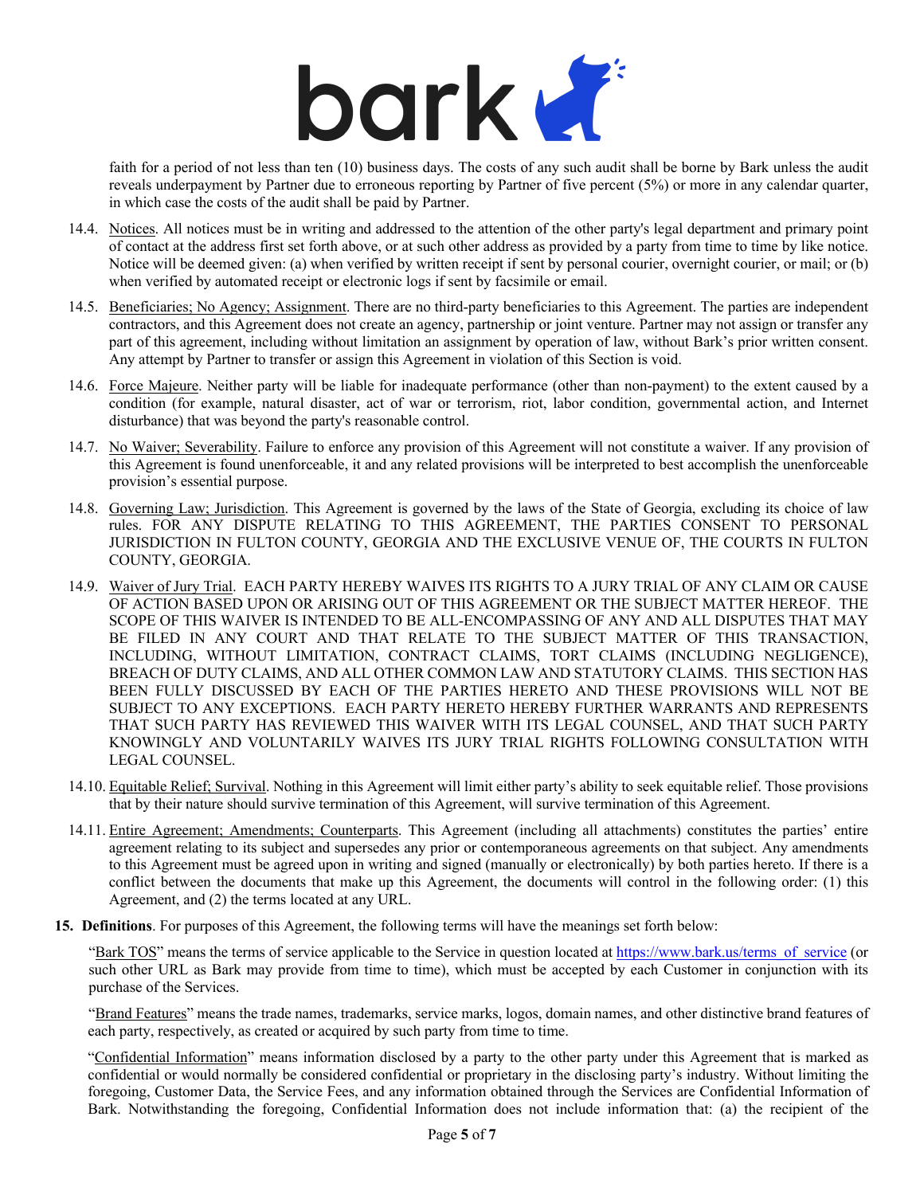faith for a period of not less than ten (10) business days. The costs of any such audit shall be borne by Bark unless the audit reveals underpayment by Partner due to erroneous reporting by Partner of five percent (5%) or more in any calendar quarter, in which case the costs of the audit shall be paid by Partner.

14.4. Notices. All notices must be in writing and addressed to the attention of the other party's legal department and primary point of contact at the address first set forth above, or at such other address as provided by a party from time to time by like notice. Notice will be deemed given: (a) when verified by written receipt if sent by personal courier, overnight courier, or mail; or (b) when verified by automated receipt or electronic logs if sent by facsimile or email.

14.5. Beneficiaries; No Agency; Assignment. There are no third-party beneficiaries to this Agreement. The parties are independent contractors, and this Agreement does not create an agency, partnership or joint venture. Partner may not assign or transfer any part of this agreement, including without limitation an assignment by operation of law, without Bark's prior written consent. Any attempt by Partner to transfer or assign this Agreement in violation of this Section is void.

14.6. Force Majeure. Neither party will be liable for inadequate performance (other than non-payment) to the extent caused by a condition (for example, natural disaster, act of war or terrorism, riot, labor condition, governmental action, and Internet disturbance) that was beyond the party's reasonable control.

14.7. No Waiver; Severability. Failure to enforce any provision of this Agreement will not constitute a waiver. If any provision of this Agreement is found unenforceable, it and any related provisions will be interpreted to best accomplish the unenforceable provision's essential purpose.

14.8. Governing Law; Jurisdiction. This Agreement is governed by the laws of the State of Georgia, excluding its choice of law rules. FOR ANY DISPUTE RELATING TO THIS AGREEMENT, THE PARTIES CONSENT TO PERSONAL JURISDICTION IN FULTON COUNTY, GEORGIA AND THE EXCLUSIVE VENUE OF, THE COURTS IN FULTON COUNTY, GEORGIA.

14.9. Waiver of Jury Trial. EACH PARTY HEREBY WAIVES ITS RIGHTS TO A JURY TRIAL OF ANY CLAIM OR CAUSE OF ACTION BASED UPON OR ARISING OUT OF THIS AGREEMENT OR THE SUBJECT MATTER HEREOF. THE SCOPE OF THIS WAIVER IS INTENDED TO BE ALL-ENCOMPASSING OF ANY AND ALL DISPUTES THAT MAY BE FILED IN ANY COURT AND THAT RELATE TO THE SUBJECT MATTER OF THIS TRANSACTION, INCLUDING, WITHOUT LIMITATION, CONTRACT CLAIMS, TORT CLAIMS (INCLUDING NEGLIGENCE), BREACH OF DUTY CLAIMS, AND ALL OTHER COMMON LAW AND STATUTORY CLAIMS. THIS SECTION HAS BEEN FULLY DISCUSSED BY EACH OF THE PARTIES HERETO AND THESE PROVISIONS WILL NOT BE SUBJECT TO ANY EXCEPTIONS. EACH PARTY HERETO HEREBY FURTHER WARRANTS AND REPRESENTS THAT SUCH PARTY HAS REVIEWED THIS WAIVER WITH ITS LEGAL COUNSEL, AND THAT SUCH PARTY KNOWINGLY AND VOLUNTARILY WAIVES ITS JURY TRIAL RIGHTS FOLLOWING CONSULTATION WITH LEGAL COUNSEL.

14.10. Equitable Relief; Survival. Nothing in this Agreement will limit either party's ability to seek equitable relief. Those provisions that by their nature should survive termination of this Agreement, will survive termination of this Agreement.

14.11. Entire Agreement; Amendments; Counterparts. This Agreement (including all attachments) constitutes the parties' entire agreement relating to its subject and supersedes any prior or contemporaneous agreements on that subject. Any amendments to this Agreement must be agreed upon in writing and signed (manually or electronically) by both parties hereto. If there is a conflict between the documents that make up this Agreement, the documents will control in the following order: (1) this Agreement, and (2) the terms located at any URL.

**15. Definitions**. For purposes of this Agreement, the following terms will have the meanings set forth below:

"Bark TOS" means the terms of service applicable to the Service in question located at https://www.bark.us/terms_of_service (or such other URL as Bark may provide from time to time), which must be accepted by each Customer in conjunction with its purchase of the Services.

"Brand Features" means the trade names, trademarks, service marks, logos, domain names, and other distinctive brand features of each party, respectively, as created or acquired by such party from time to time.

"Confidential Information" means information disclosed by a party to the other party under this Agreement that is marked as confidential or would normally be considered confidential or proprietary in the disclosing party's industry. Without limiting the foregoing, Customer Data, the Service Fees, and any information obtained through the Services are Confidential Information of Bark. Notwithstanding the foregoing, Confidential Information does not include information that: (a) the recipient of the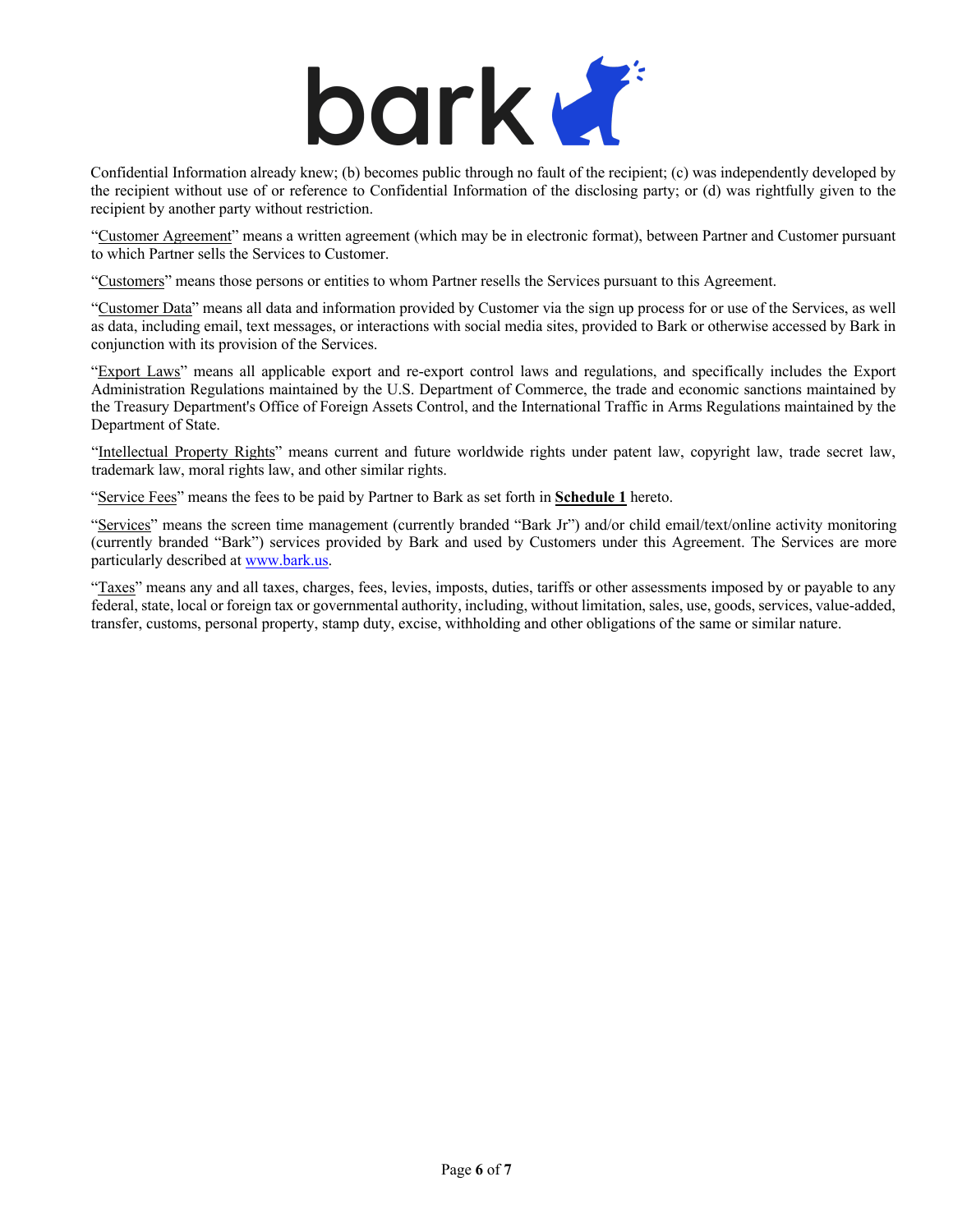Confidential Information already knew; (b) becomes public through no fault of the recipient; (c) was independently developed by the recipient without use of or reference to Confidential Information of the disclosing party; or (d) was rightfully given to the recipient by another party without restriction.

"Customer Agreement" means a written agreement (which may be in electronic format), between Partner and Customer pursuant to which Partner sells the Services to Customer.

"Customers" means those persons or entities to whom Partner resells the Services pursuant to this Agreement.

"Customer Data" means all data and information provided by Customer via the sign up process for or use of the Services, as well as data, including email, text messages, or interactions with social media sites, provided to Bark or otherwise accessed by Bark in conjunction with its provision of the Services.

"Export Laws" means all applicable export and re-export control laws and regulations, and specifically includes the Export Administration Regulations maintained by the U.S. Department of Commerce, the trade and economic sanctions maintained by the Treasury Department's Office of Foreign Assets Control, and the International Traffic in Arms Regulations maintained by the Department of State.

"Intellectual Property Rights" means current and future worldwide rights under patent law, copyright law, trade secret law, trademark law, moral rights law, and other similar rights.

"Service Fees" means the fees to be paid by Partner to Bark as set forth in **Schedule 1** hereto.

"Services" means the screen time management (currently branded "Bark Jr") and/or child email/text/online activity monitoring (currently branded "Bark") services provided by Bark and used by Customers under this Agreement. The Services are more particularly described at www.bark.us.

"Taxes" means any and all taxes, charges, fees, levies, imposts, duties, tariffs or other assessments imposed by or payable to any federal, state, local or foreign tax or governmental authority, including, without limitation, sales, use, goods, services, value-added, transfer, customs, personal property, stamp duty, excise, withholding and other obligations of the same or similar nature.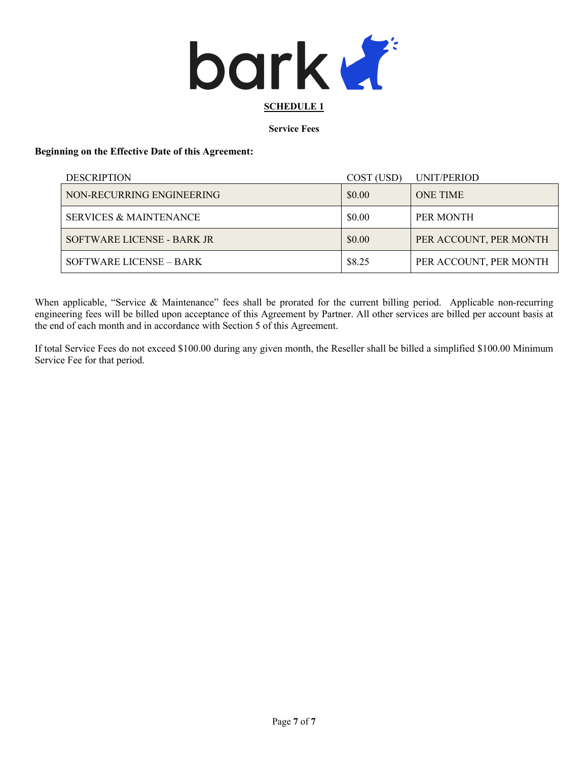bark

## SCHEDULE 1

**Service Fees**

**Beginning on the Effective Date of this Agreement:**

| DESCRIPTION | COST (USD) | UNIT/PERIOD |
|---|---|---|
| NON-RECURRING ENGINEERING | $0.00 | ONE TIME |
| SERVICES & MAINTENANCE | $0.00 | PER MONTH |
| SOFTWARE LICENSE - BARK JR | $0.00 | PER ACCOUNT, PER MONTH |
| SOFTWARE LICENSE – BARK | $8.25 | PER ACCOUNT, PER MONTH |

When applicable, “Service & Maintenance” fees shall be prorated for the current billing period. Applicable non-recurring engineering fees will be billed upon acceptance of this Agreement by Partner. All other services are billed per account basis at the end of each month and in accordance with Section 5 of this Agreement.

If total Service Fees do not exceed $100.00 during any given month, the Reseller shall be billed a simplified $100.00 Minimum Service Fee for that period.